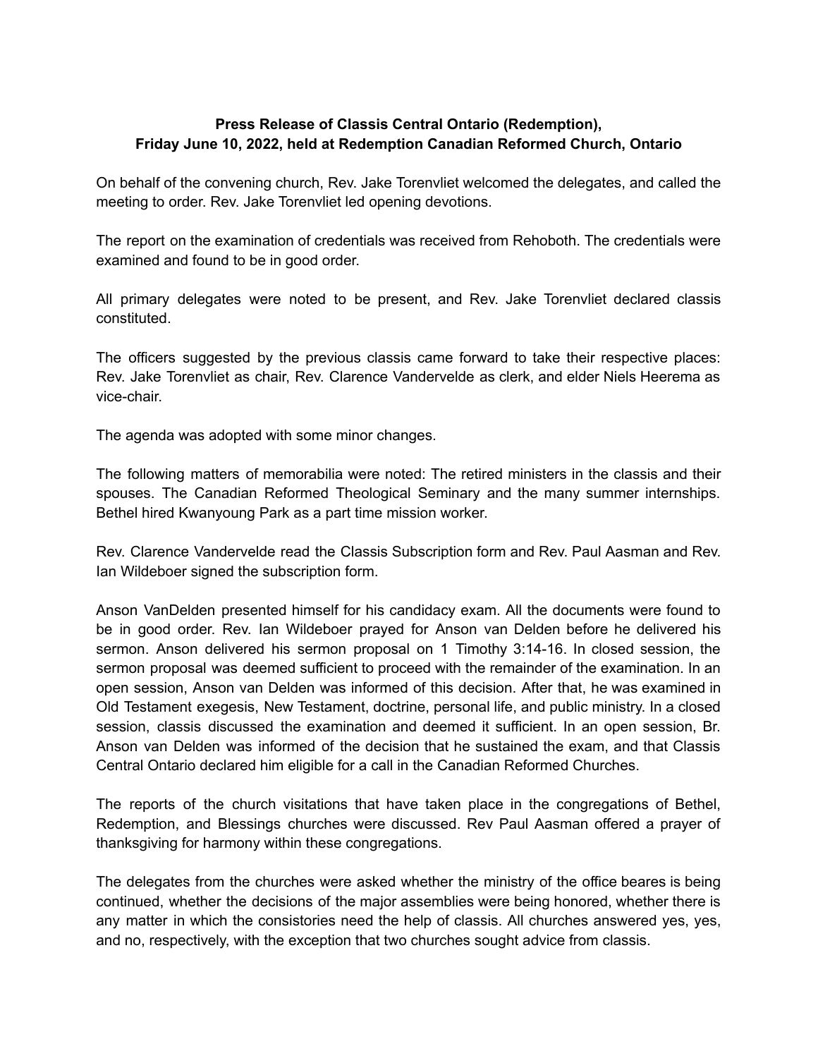**Press Release of Classis Central Ontario (Redemption), Friday June 10, 2022, held at Redemption Canadian Reformed Church, Ontario**

On behalf of the convening church, Rev. Jake Torenvliet welcomed the delegates, and called the meeting to order. Rev. Jake Torenvliet led opening devotions.

The report on the examination of credentials was received from Rehoboth. The credentials were examined and found to be in good order.

All primary delegates were noted to be present, and Rev. Jake Torenvliet declared classis constituted.

The officers suggested by the previous classis came forward to take their respective places: Rev. Jake Torenvliet as chair, Rev. Clarence Vandervelde as clerk, and elder Niels Heerema as vice-chair.

The agenda was adopted with some minor changes.

The following matters of memorabilia were noted: The retired ministers in the classis and their spouses. The Canadian Reformed Theological Seminary and the many summer internships. Bethel hired Kwanyoung Park as a part time mission worker.

Rev. Clarence Vandervelde read the Classis Subscription form and Rev. Paul Aasman and Rev. Ian Wildeboer signed the subscription form.

Anson VanDelden presented himself for his candidacy exam. All the documents were found to be in good order. Rev. Ian Wildeboer prayed for Anson van Delden before he delivered his sermon. Anson delivered his sermon proposal on 1 Timothy 3:14-16. In closed session, the sermon proposal was deemed sufficient to proceed with the remainder of the examination. In an open session, Anson van Delden was informed of this decision. After that, he was examined in Old Testament exegesis, New Testament, doctrine, personal life, and public ministry. In a closed session, classis discussed the examination and deemed it sufficient. In an open session, Br. Anson van Delden was informed of the decision that he sustained the exam, and that Classis Central Ontario declared him eligible for a call in the Canadian Reformed Churches.

The reports of the church visitations that have taken place in the congregations of Bethel, Redemption, and Blessings churches were discussed. Rev Paul Aasman offered a prayer of thanksgiving for harmony within these congregations.

The delegates from the churches were asked whether the ministry of the office beares is being continued, whether the decisions of the major assemblies were being honored, whether there is any matter in which the consistories need the help of classis. All churches answered yes, yes, and no, respectively, with the exception that two churches sought advice from classis.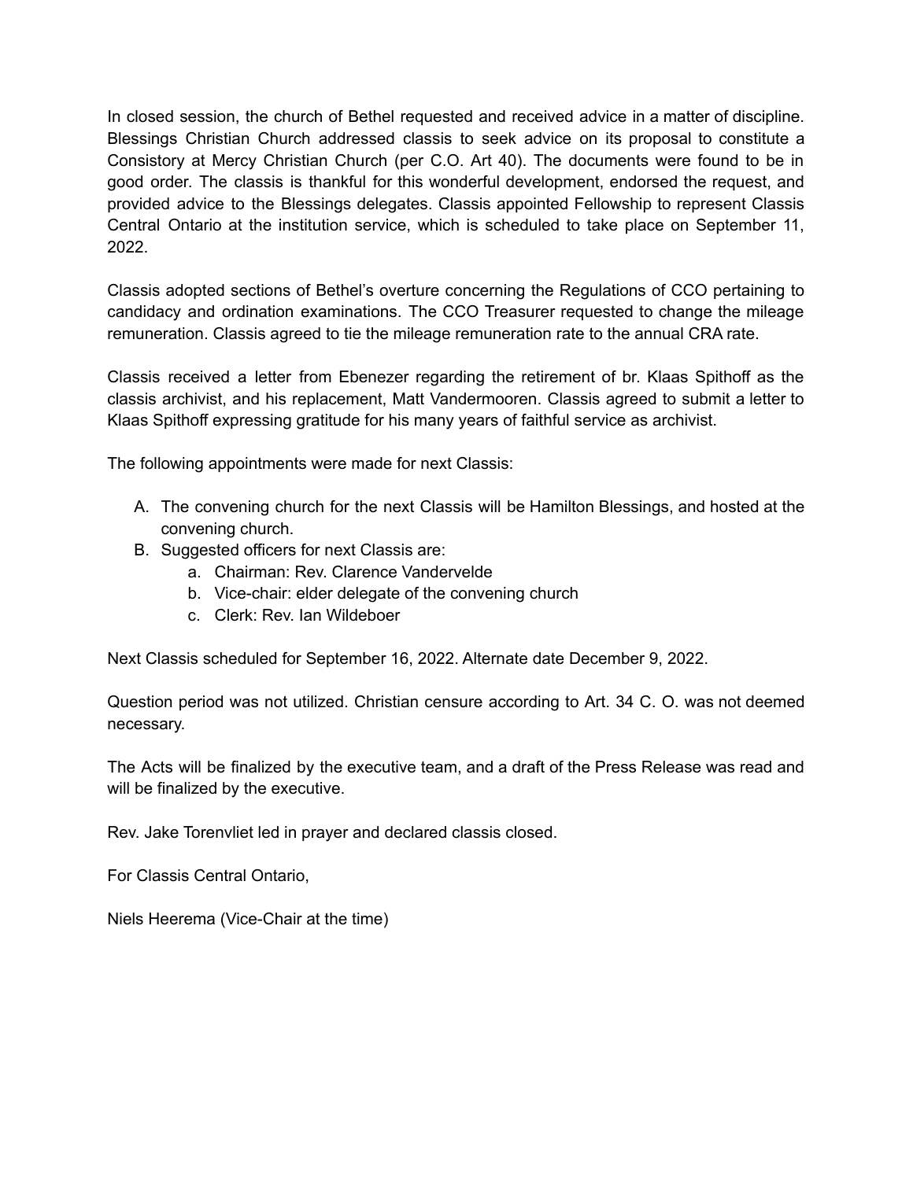In closed session, the church of Bethel requested and received advice in a matter of discipline. Blessings Christian Church addressed classis to seek advice on its proposal to constitute a Consistory at Mercy Christian Church (per C.O. Art 40). The documents were found to be in good order. The classis is thankful for this wonderful development, endorsed the request, and provided advice to the Blessings delegates. Classis appointed Fellowship to represent Classis Central Ontario at the institution service, which is scheduled to take place on September 11, 2022.

Classis adopted sections of Bethel's overture concerning the Regulations of CCO pertaining to candidacy and ordination examinations. The CCO Treasurer requested to change the mileage remuneration. Classis agreed to tie the mileage remuneration rate to the annual CRA rate.

Classis received a letter from Ebenezer regarding the retirement of br. Klaas Spithoff as the classis archivist, and his replacement, Matt Vandermooren. Classis agreed to submit a letter to Klaas Spithoff expressing gratitude for his many years of faithful service as archivist.

The following appointments were made for next Classis:

A. The convening church for the next Classis will be Hamilton Blessings, and hosted at the convening church.
B. Suggested officers for next Classis are:
    a. Chairman: Rev. Clarence Vandervelde
    b. Vice-chair: elder delegate of the convening church
    c. Clerk: Rev. Ian Wildeboer

Next Classis scheduled for September 16, 2022. Alternate date December 9, 2022.

Question period was not utilized. Christian censure according to Art. 34 C. O. was not deemed necessary.

The Acts will be finalized by the executive team, and a draft of the Press Release was read and will be finalized by the executive.

Rev. Jake Torenvliet led in prayer and declared classis closed.

For Classis Central Ontario,

Niels Heerema (Vice-Chair at the time)